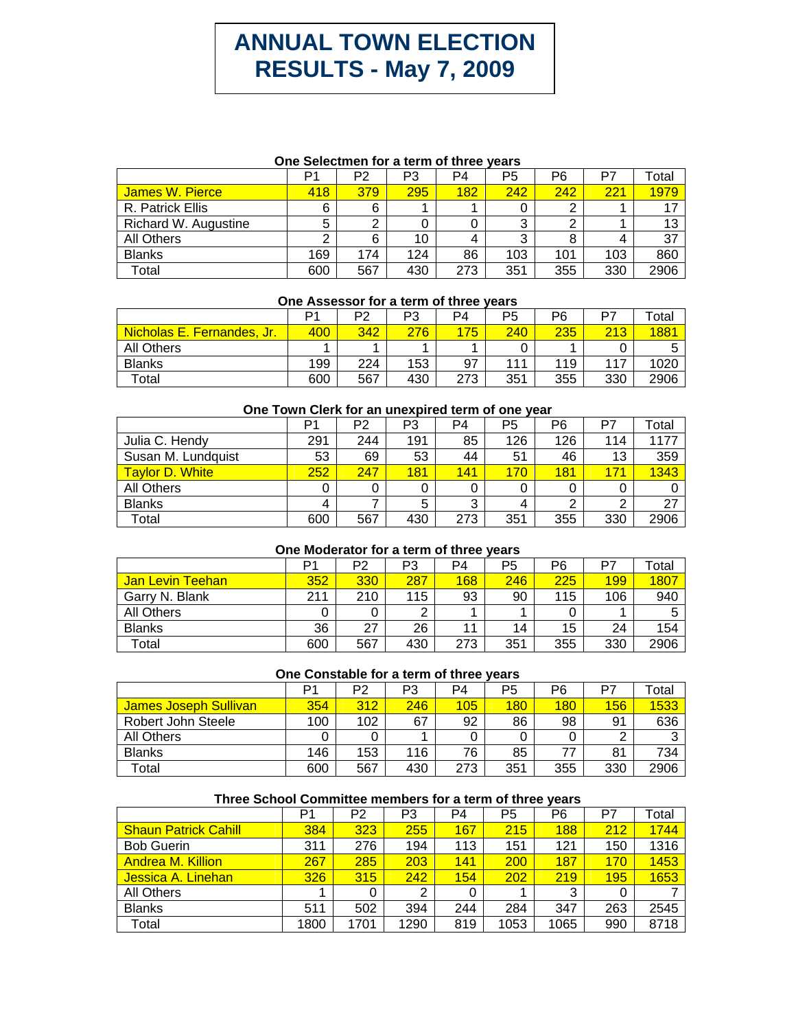# ANNUAL TOWN ELECTION RESULTS - May 7, 2009

### One Selectmen for a term of three years

| | P1 | P2 | P3 | P4 | P5 | P6 | P7 | Total |
|---|---|---|---|---|---|---|---|---|
| James W. Pierce | 418 | 379 | 295 | 182 | 242 | 242 | 221 | 1979 |
| R. Patrick Ellis | 6 | 6 | 1 | 1 | 0 | 2 | 1 | 17 |
| Richard W. Augustine | 5 | 2 | 0 | 0 | 3 | 2 | 1 | 13 |
| All Others | 2 | 6 | 10 | 4 | 3 | 8 | 4 | 37 |
| Blanks | 169 | 174 | 124 | 86 | 103 | 101 | 103 | 860 |
| Total | 600 | 567 | 430 | 273 | 351 | 355 | 330 | 2906 |

### One Assessor for a term of three years

| | P1 | P2 | P3 | P4 | P5 | P6 | P7 | Total |
|---|---|---|---|---|---|---|---|---|
| Nicholas E. Fernandes, Jr. | 400 | 342 | 276 | 175 | 240 | 235 | 213 | 1881 |
| All Others | 1 | 1 | 1 | 1 | 0 | 1 | 0 | 5 |
| Blanks | 199 | 224 | 153 | 97 | 111 | 119 | 117 | 1020 |
| Total | 600 | 567 | 430 | 273 | 351 | 355 | 330 | 2906 |

### One Town Clerk for an unexpired term of one year

| | P1 | P2 | P3 | P4 | P5 | P6 | P7 | Total |
|---|---|---|---|---|---|---|---|---|
| Julia C. Hendy | 291 | 244 | 191 | 85 | 126 | 126 | 114 | 1177 |
| Susan M. Lundquist | 53 | 69 | 53 | 44 | 51 | 46 | 13 | 359 |
| Taylor D. White | 252 | 247 | 181 | 141 | 170 | 181 | 171 | 1343 |
| All Others | 0 | 0 | 0 | 0 | 0 | 0 | 0 | 0 |
| Blanks | 4 | 7 | 5 | 3 | 4 | 2 | 2 | 27 |
| Total | 600 | 567 | 430 | 273 | 351 | 355 | 330 | 2906 |

### One Moderator for a term of three years

| | P1 | P2 | P3 | P4 | P5 | P6 | P7 | Total |
|---|---|---|---|---|---|---|---|---|
| Jan Levin Teehan | 352 | 330 | 287 | 168 | 246 | 225 | 199 | 1807 |
| Garry N. Blank | 211 | 210 | 115 | 93 | 90 | 115 | 106 | 940 |
| All Others | 0 | 0 | 2 | 1 | 1 | 0 | 1 | 5 |
| Blanks | 36 | 27 | 26 | 11 | 14 | 15 | 24 | 154 |
| Total | 600 | 567 | 430 | 273 | 351 | 355 | 330 | 2906 |

### One Constable for a term of three years

| | P1 | P2 | P3 | P4 | P5 | P6 | P7 | Total |
|---|---|---|---|---|---|---|---|---|
| James Joseph Sullivan | 354 | 312 | 246 | 105 | 180 | 180 | 156 | 1533 |
| Robert John Steele | 100 | 102 | 67 | 92 | 86 | 98 | 91 | 636 |
| All Others | 0 | 0 | 1 | 0 | 0 | 0 | 2 | 3 |
| Blanks | 146 | 153 | 116 | 76 | 85 | 77 | 81 | 734 |
| Total | 600 | 567 | 430 | 273 | 351 | 355 | 330 | 2906 |

### Three School Committee members for a term of three years

| | P1 | P2 | P3 | P4 | P5 | P6 | P7 | Total |
|---|---|---|---|---|---|---|---|---|
| Shaun Patrick Cahill | 384 | 323 | 255 | 167 | 215 | 188 | 212 | 1744 |
| Bob Guerin | 311 | 276 | 194 | 113 | 151 | 121 | 150 | 1316 |
| Andrea M. Killion | 267 | 285 | 203 | 141 | 200 | 187 | 170 | 1453 |
| Jessica A. Linehan | 326 | 315 | 242 | 154 | 202 | 219 | 195 | 1653 |
| All Others | 1 | 0 | 2 | 0 | 1 | 3 | 0 | 7 |
| Blanks | 511 | 502 | 394 | 244 | 284 | 347 | 263 | 2545 |
| Total | 1800 | 1701 | 1290 | 819 | 1053 | 1065 | 990 | 8718 |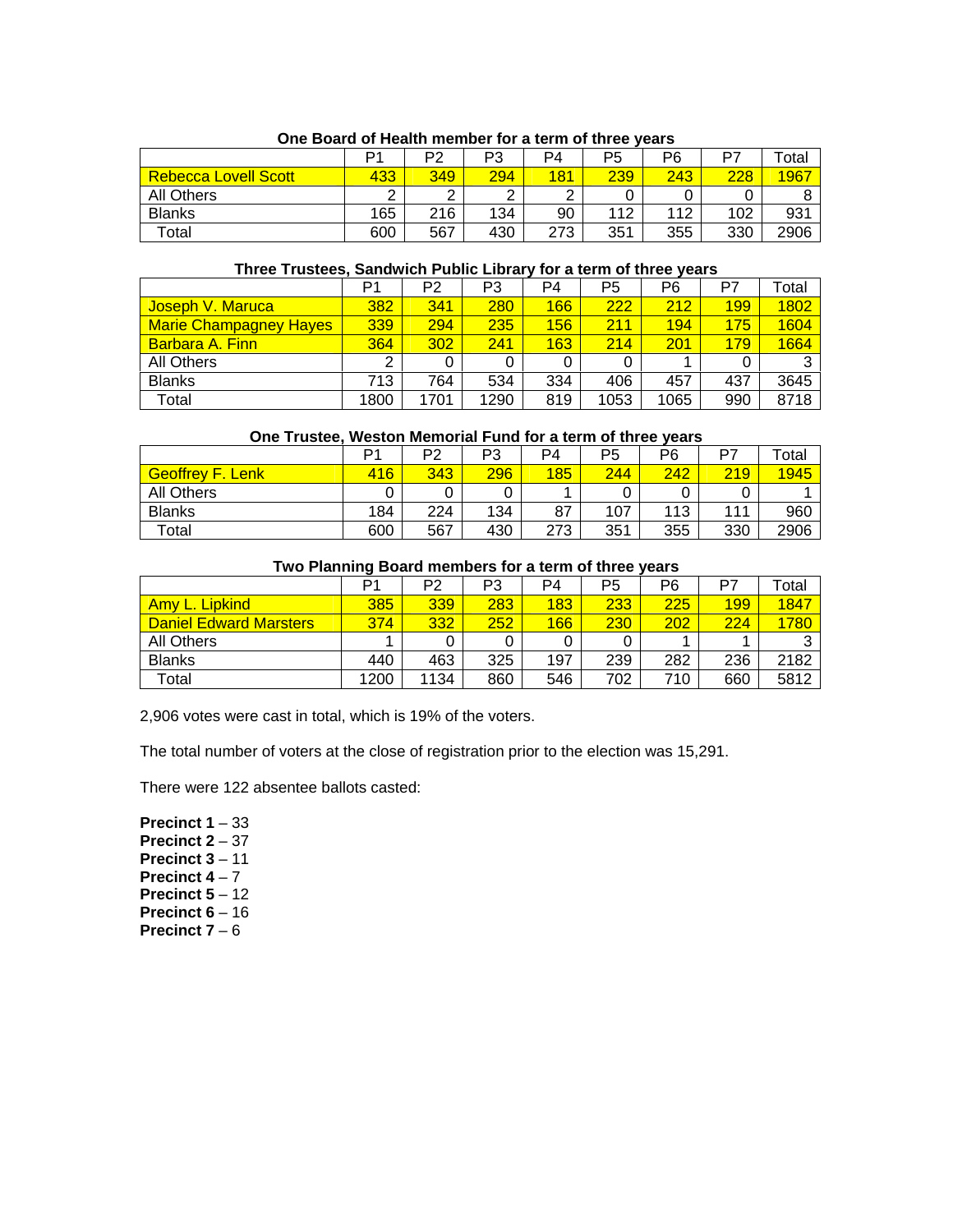**One Board of Health member for a term of three years**

| | P1 | P2 | P3 | P4 | P5 | P6 | P7 | Total |
|---|---|---|---|---|---|---|---|---|
| Rebecca Lovell Scott | 433 | 349 | 294 | 181 | 239 | 243 | 228 | 1967 |
| All Others | 2 | 2 | 2 | 2 | 0 | 0 | 0 | 8 |
| Blanks | 165 | 216 | 134 | 90 | 112 | 112 | 102 | 931 |
| Total | 600 | 567 | 430 | 273 | 351 | 355 | 330 | 2906 |

**Three Trustees, Sandwich Public Library for a term of three years**

| | P1 | P2 | P3 | P4 | P5 | P6 | P7 | Total |
|---|---|---|---|---|---|---|---|---|
| Joseph V. Maruca | 382 | 341 | 280 | 166 | 222 | 212 | 199 | 1802 |
| Marie Champagney Hayes | 339 | 294 | 235 | 156 | 211 | 194 | 175 | 1604 |
| Barbara A. Finn | 364 | 302 | 241 | 163 | 214 | 201 | 179 | 1664 |
| All Others | 2 | 0 | 0 | 0 | 0 | 1 | 0 | 3 |
| Blanks | 713 | 764 | 534 | 334 | 406 | 457 | 437 | 3645 |
| Total | 1800 | 1701 | 1290 | 819 | 1053 | 1065 | 990 | 8718 |

**One Trustee, Weston Memorial Fund for a term of three years**

| | P1 | P2 | P3 | P4 | P5 | P6 | P7 | Total |
|---|---|---|---|---|---|---|---|---|
| Geoffrey F. Lenk | 416 | 343 | 296 | 185 | 244 | 242 | 219 | 1945 |
| All Others | 0 | 0 | 0 | 1 | 0 | 0 | 0 | 1 |
| Blanks | 184 | 224 | 134 | 87 | 107 | 113 | 111 | 960 |
| Total | 600 | 567 | 430 | 273 | 351 | 355 | 330 | 2906 |

**Two Planning Board members for a term of three years**

| | P1 | P2 | P3 | P4 | P5 | P6 | P7 | Total |
|---|---|---|---|---|---|---|---|---|
| Amy L. Lipkind | 385 | 339 | 283 | 183 | 233 | 225 | 199 | 1847 |
| Daniel Edward Marsters | 374 | 332 | 252 | 166 | 230 | 202 | 224 | 1780 |
| All Others | 1 | 0 | 0 | 0 | 0 | 1 | 1 | 3 |
| Blanks | 440 | 463 | 325 | 197 | 239 | 282 | 236 | 2182 |
| Total | 1200 | 1134 | 860 | 546 | 702 | 710 | 660 | 5812 |

2,906 votes were cast in total, which is 19% of the voters.

The total number of voters at the close of registration prior to the election was 15,291.

There were 122 absentee ballots casted:

**Precinct 1** – 33
**Precinct 2** – 37
**Precinct 3** – 11
**Precinct 4** – 7
**Precinct 5** – 12
**Precinct 6** – 16
**Precinct 7** – 6